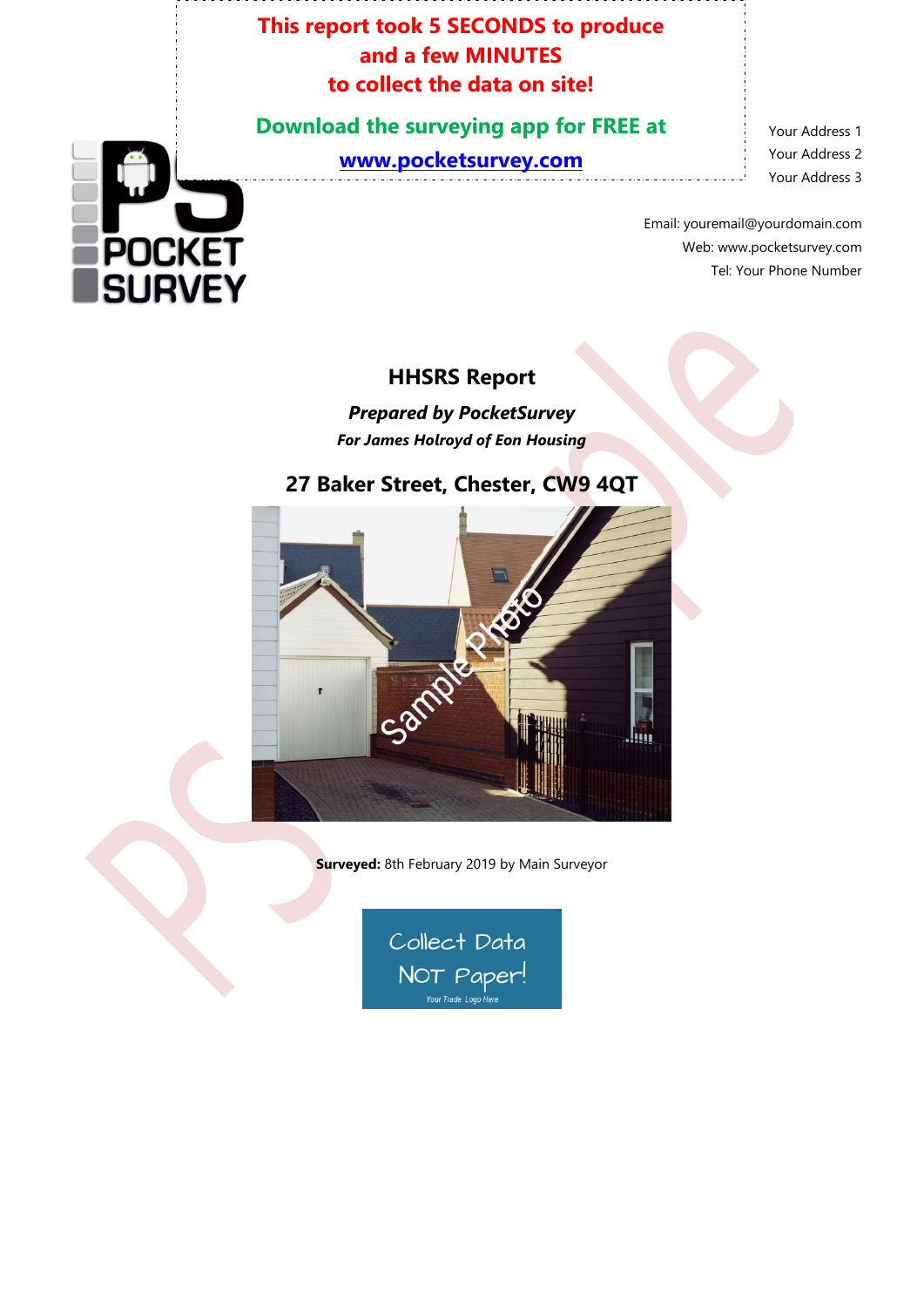**This report took 5 SECONDS to produce and a few MINUTES to collect the data on site!**

**Download the surveying app for FREE at**

**www.pocketsurvey.com**

Your Address 1
Your Address 2
Your Address 3

Email: youremail@yourdomain.com
Web: www.pocketsurvey.com
Tel: Your Phone Number

# HHSRS Report

***Prepared by PocketSurvey***

***For James Holroyd of Eon Housing***

## 27 Baker Street, Chester, CW9 4QT

**Surveyed:** 8th February 2019 by Main Surveyor

Collect Data NOT Paper!

Your Trade Logo Here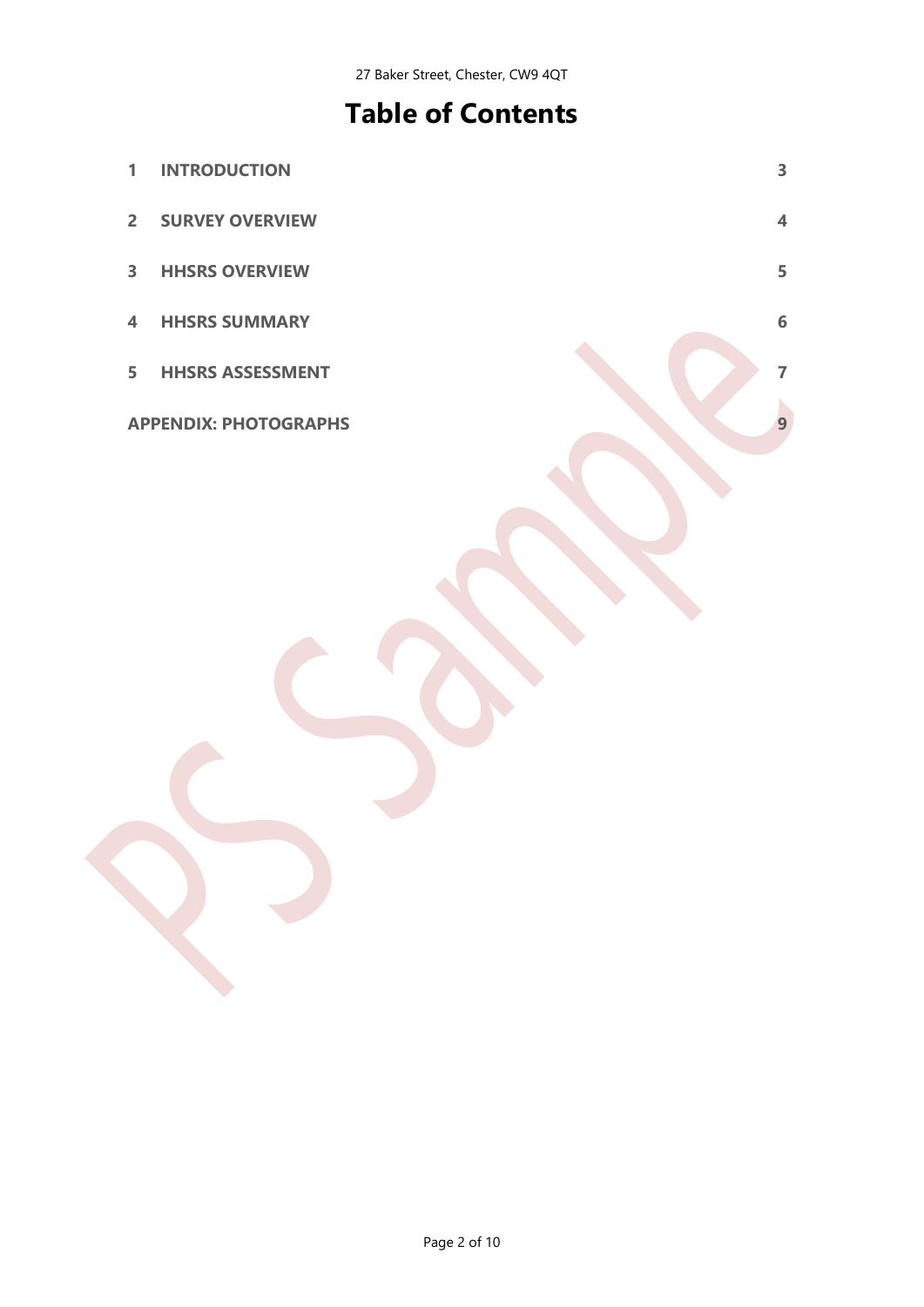# Table of Contents

| | | |
|---|---|---|
| 1 | INTRODUCTION | 3 |
| 2 | SURVEY OVERVIEW | 4 |
| 3 | HHSRS OVERVIEW | 5 |
| 4 | HHSRS SUMMARY | 6 |
| 5 | HHSRS ASSESSMENT | 7 |
| | APPENDIX: PHOTOGRAPHS | 9 |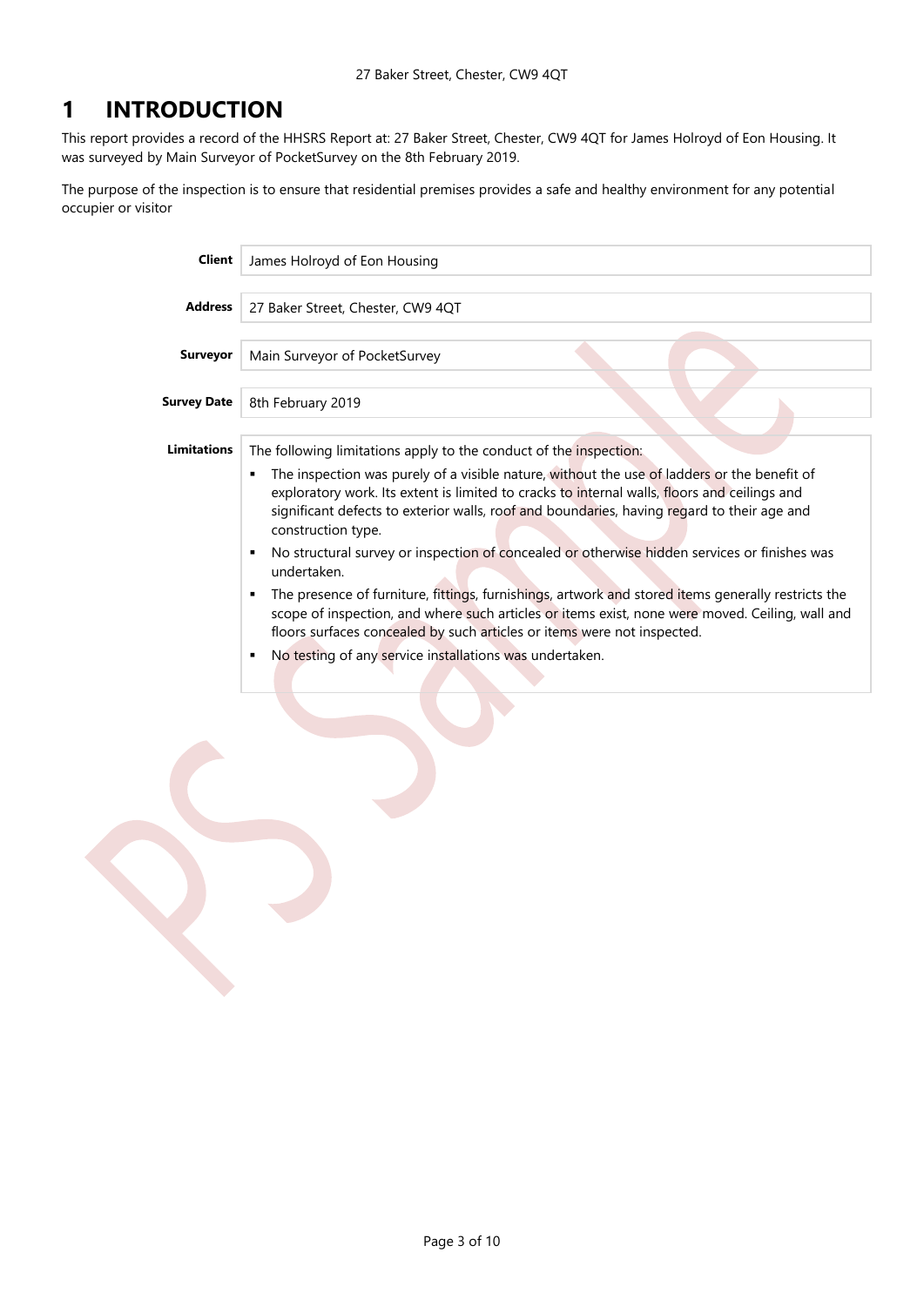# 1 INTRODUCTION

This report provides a record of the HHSRS Report at: 27 Baker Street, Chester, CW9 4QT for James Holroyd of Eon Housing. It was surveyed by Main Surveyor of PocketSurvey on the 8th February 2019.

The purpose of the inspection is to ensure that residential premises provides a safe and healthy environment for any potential occupier or visitor

| | |
|---|---|
| **Client** | James Holroyd of Eon Housing |
| **Address** | 27 Baker Street, Chester, CW9 4QT |
| **Surveyor** | Main Surveyor of PocketSurvey |
| **Survey Date** | 8th February 2019 |
| **Limitations** | The following limitations apply to the conduct of the inspection:<br>▪ The inspection was purely of a visible nature, without the use of ladders or the benefit of exploratory work. Its extent is limited to cracks to internal walls, floors and ceilings and significant defects to exterior walls, roof and boundaries, having regard to their age and construction type.<br>▪ No structural survey or inspection of concealed or otherwise hidden services or finishes was undertaken.<br>▪ The presence of furniture, fittings, furnishings, artwork and stored items generally restricts the scope of inspection, and where such articles or items exist, none were moved. Ceiling, wall and floors surfaces concealed by such articles or items were not inspected.<br>▪ No testing of any service installations was undertaken. |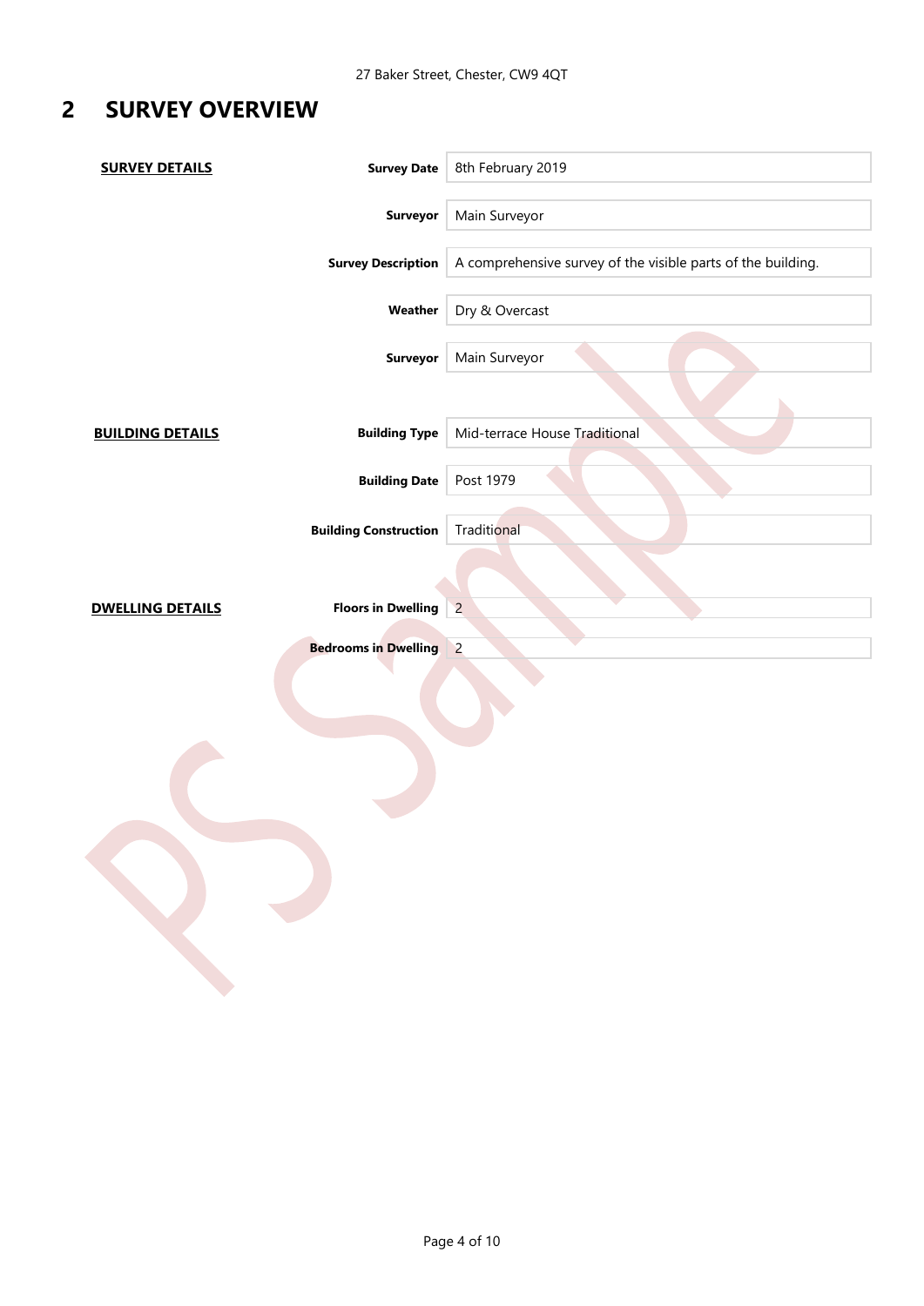## 2 SURVEY OVERVIEW

**SURVEY DETAILS**

| | |
|---|---|
| **Survey Date** | 8th February 2019 |
| **Surveyor** | Main Surveyor |
| **Survey Description** | A comprehensive survey of the visible parts of the building. |
| **Weather** | Dry & Overcast |
| **Surveyor** | Main Surveyor |

**BUILDING DETAILS**

| | |
|---|---|
| **Building Type** | Mid-terrace House Traditional |
| **Building Date** | Post 1979 |
| **Building Construction** | Traditional |

**DWELLING DETAILS**

| | |
|---|---|
| **Floors in Dwelling** | 2 |
| **Bedrooms in Dwelling** | 2 |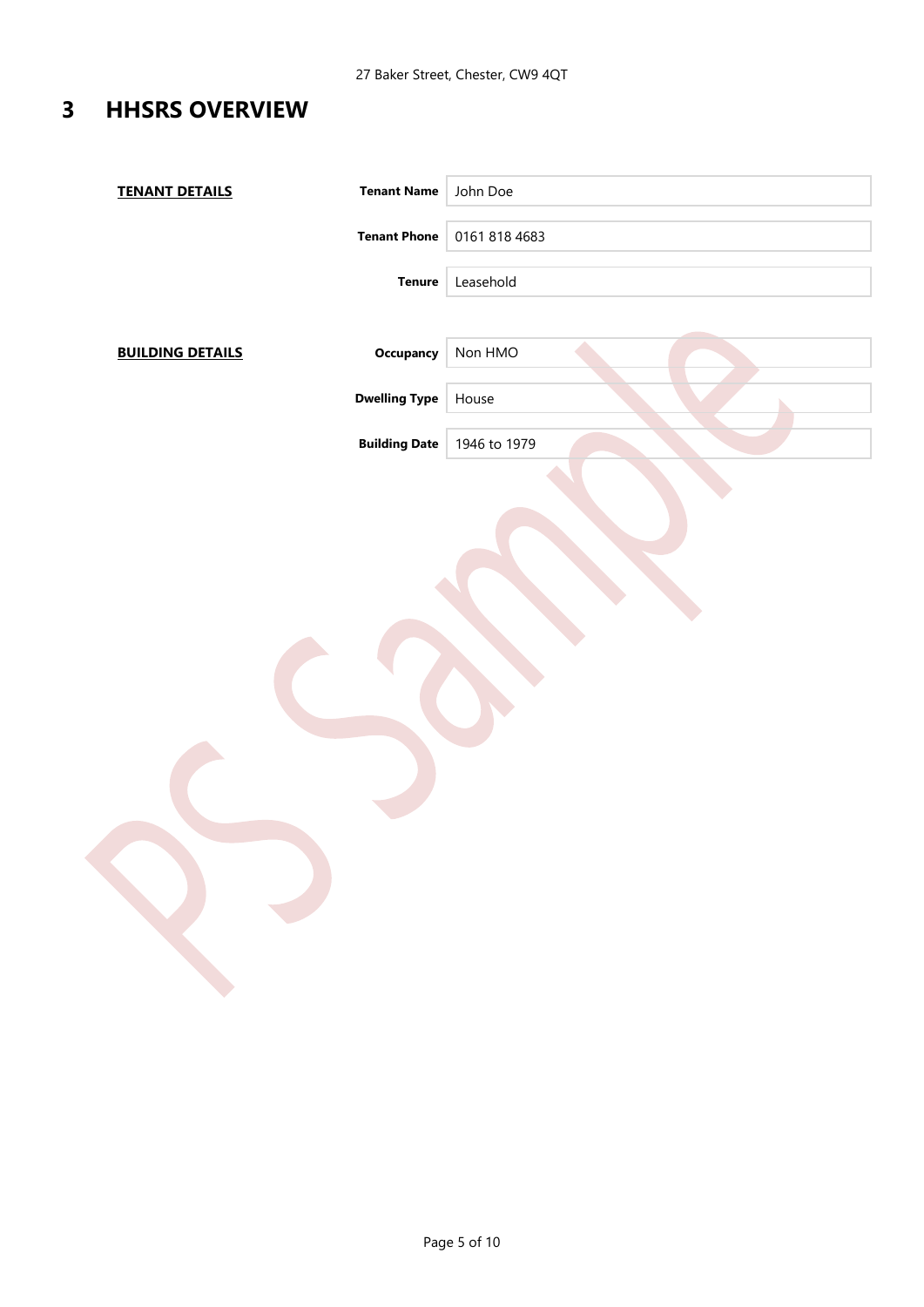# 3 HHSRS OVERVIEW

**TENANT DETAILS**

| Field | Value |
|---|---|
| **Tenant Name** | John Doe |
| **Tenant Phone** | 0161 818 4683 |
| **Tenure** | Leasehold |

**BUILDING DETAILS**

| Field | Value |
|---|---|
| **Occupancy** | Non HMO |
| **Dwelling Type** | House |
| **Building Date** | 1946 to 1979 |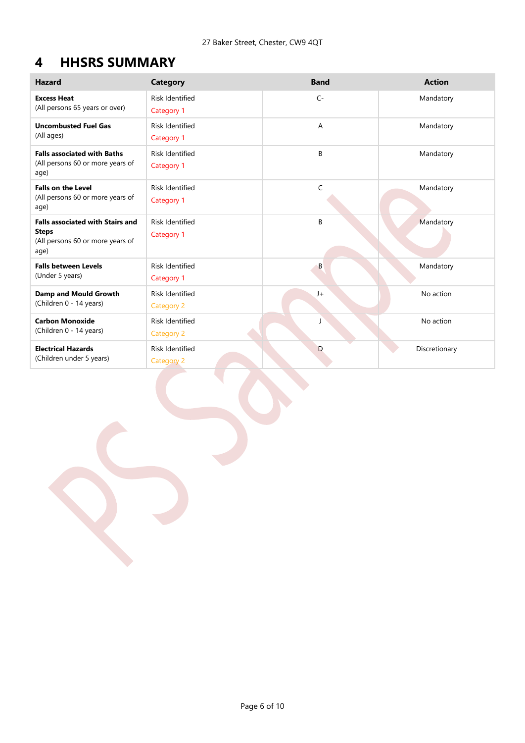# 4 HHSRS SUMMARY

| Hazard | Category | Band | Action |
|---|---|---|---|
| **Excess Heat**<br>(All persons 65 years or over) | Risk Identified<br>Category 1 | C- | Mandatory |
| **Uncombusted Fuel Gas**<br>(All ages) | Risk Identified<br>Category 1 | A | Mandatory |
| **Falls associated with Baths**<br>(All persons 60 or more years of age) | Risk Identified<br>Category 1 | B | Mandatory |
| **Falls on the Level**<br>(All persons 60 or more years of age) | Risk Identified<br>Category 1 | C | Mandatory |
| **Falls associated with Stairs and Steps**<br>(All persons 60 or more years of age) | Risk Identified<br>Category 1 | B | Mandatory |
| **Falls between Levels**<br>(Under 5 years) | Risk Identified<br>Category 1 | B | Mandatory |
| **Damp and Mould Growth**<br>(Children 0 - 14 years) | Risk Identified<br>Category 2 | J+ | No action |
| **Carbon Monoxide**<br>(Children 0 - 14 years) | Risk Identified<br>Category 2 | J | No action |
| **Electrical Hazards**<br>(Children under 5 years) | Risk Identified<br>Category 2 | D | Discretionary |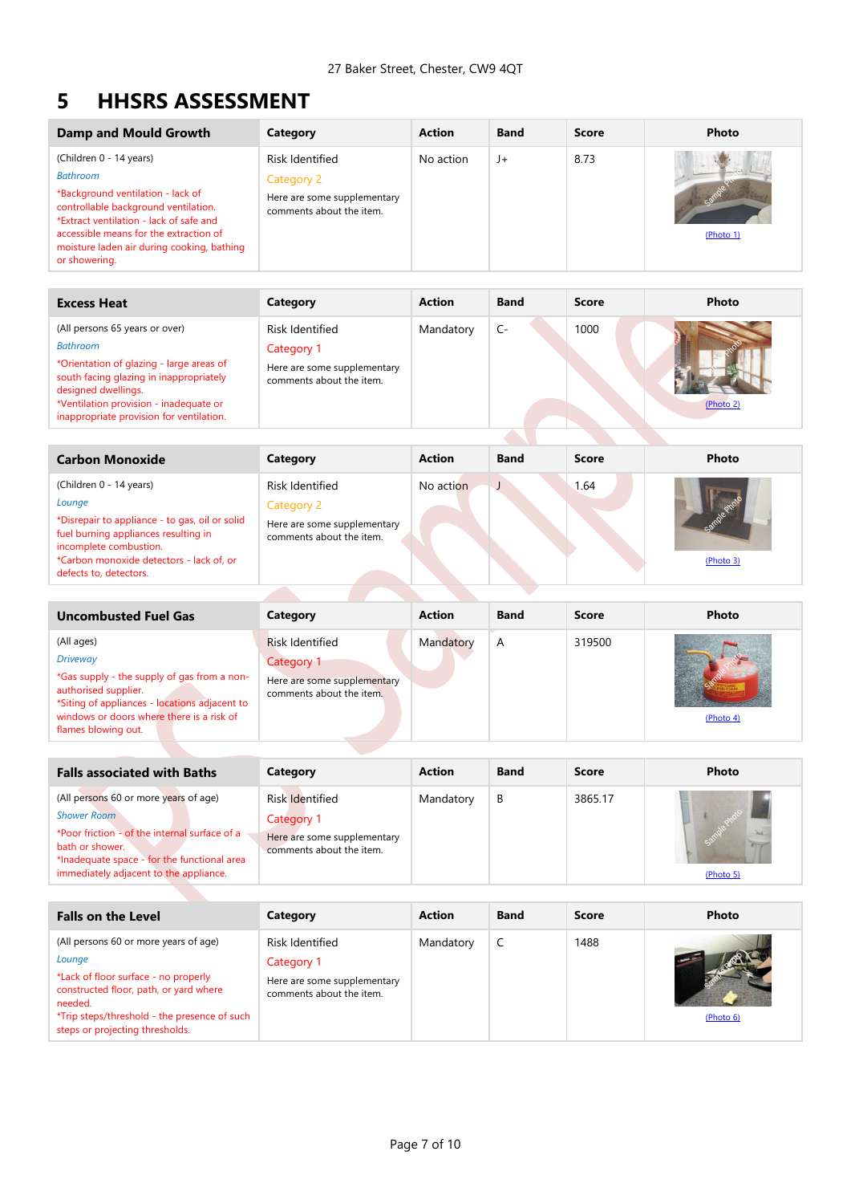# 5 HHSRS ASSESSMENT

| Damp and Mould Growth | Category | Action | Band | Score | Photo |
|---|---|---|---|---|---|
| (Children 0 - 14 years)<br>*Bathroom*<br>*Background ventilation - lack of controllable background ventilation.<br>*Extract ventilation - lack of safe and accessible means for the extraction of moisture laden air during cooking, bathing or showering. | Risk Identified<br>Category 2<br>Here are some supplementary comments about the item. | No action | J+ | 8.73 | (Photo 1) |

| Excess Heat | Category | Action | Band | Score | Photo |
|---|---|---|---|---|---|
| (All persons 65 years or over)<br>*Bathroom*<br>*Orientation of glazing - large areas of south facing glazing in inappropriately designed dwellings.<br>*Ventilation provision - inadequate or inappropriate provision for ventilation. | Risk Identified<br>Category 1<br>Here are some supplementary comments about the item. | Mandatory | C- | 1000 | (Photo 2) |

| Carbon Monoxide | Category | Action | Band | Score | Photo |
|---|---|---|---|---|---|
| (Children 0 - 14 years)<br>*Lounge*<br>*Disrepair to appliance - to gas, oil or solid fuel burning appliances resulting in incomplete combustion.<br>*Carbon monoxide detectors - lack of, or defects to, detectors. | Risk Identified<br>Category 2<br>Here are some supplementary comments about the item. | No action | J | 1.64 | (Photo 3) |

| Uncombusted Fuel Gas | Category | Action | Band | Score | Photo |
|---|---|---|---|---|---|
| (All ages)<br>*Driveway*<br>*Gas supply - the supply of gas from a non-authorised supplier.<br>*Siting of appliances - locations adjacent to windows or doors where there is a risk of flames blowing out. | Risk Identified<br>Category 1<br>Here are some supplementary comments about the item. | Mandatory | A | 319500 | (Photo 4) |

| Falls associated with Baths | Category | Action | Band | Score | Photo |
|---|---|---|---|---|---|
| (All persons 60 or more years of age)<br>*Shower Room*<br>*Poor friction - of the internal surface of a bath or shower.<br>*Inadequate space - for the functional area immediately adjacent to the appliance. | Risk Identified<br>Category 1<br>Here are some supplementary comments about the item. | Mandatory | B | 3865.17 | (Photo 5) |

| Falls on the Level | Category | Action | Band | Score | Photo |
|---|---|---|---|---|---|
| (All persons 60 or more years of age)<br>*Lounge*<br>*Lack of floor surface - no properly constructed floor, path, or yard where needed.<br>*Trip steps/threshold - the presence of such steps or projecting thresholds. | Risk Identified<br>Category 1<br>Here are some supplementary comments about the item. | Mandatory | C | 1488 | (Photo 6) |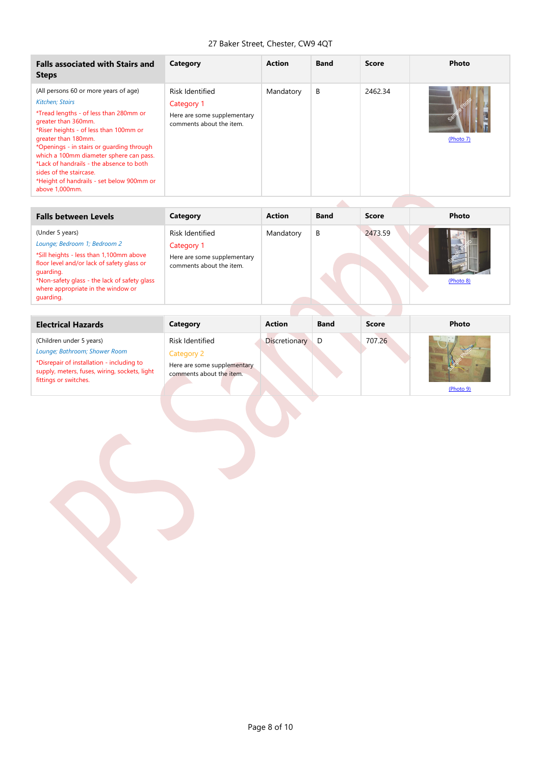27 Baker Street, Chester, CW9 4QT

| Falls associated with Stairs and Steps | Category | Action | Band | Score | Photo |
|---|---|---|---|---|---|
| (All persons 60 or more years of age)<br>*Kitchen; Stairs*<br>*Tread lengths - of less than 280mm or greater than 360mm.<br>*Riser heights - of less than 100mm or greater than 180mm.<br>*Openings - in stairs or guarding through which a 100mm diameter sphere can pass.<br>*Lack of handrails - the absence to both sides of the staircase.<br>*Height of handrails - set below 900mm or above 1,000mm. | Risk Identified<br>Category 1<br>Here are some supplementary comments about the item. | Mandatory | B | 2462.34 | (Photo 7) |

| Falls between Levels | Category | Action | Band | Score | Photo |
|---|---|---|---|---|---|
| (Under 5 years)<br>*Lounge; Bedroom 1; Bedroom 2*<br>*Sill heights - less than 1,100mm above floor level and/or lack of safety glass or guarding.<br>*Non-safety glass - the lack of safety glass where appropriate in the window or guarding. | Risk Identified<br>Category 1<br>Here are some supplementary comments about the item. | Mandatory | B | 2473.59 | (Photo 8) |

| Electrical Hazards | Category | Action | Band | Score | Photo |
|---|---|---|---|---|---|
| (Children under 5 years)<br>*Lounge; Bathroom; Shower Room*<br>*Disrepair of installation - including to supply, meters, fuses, wiring, sockets, light fittings or switches. | Risk Identified<br>Category 2<br>Here are some supplementary comments about the item. | Discretionary | D | 707.26 | (Photo 9) |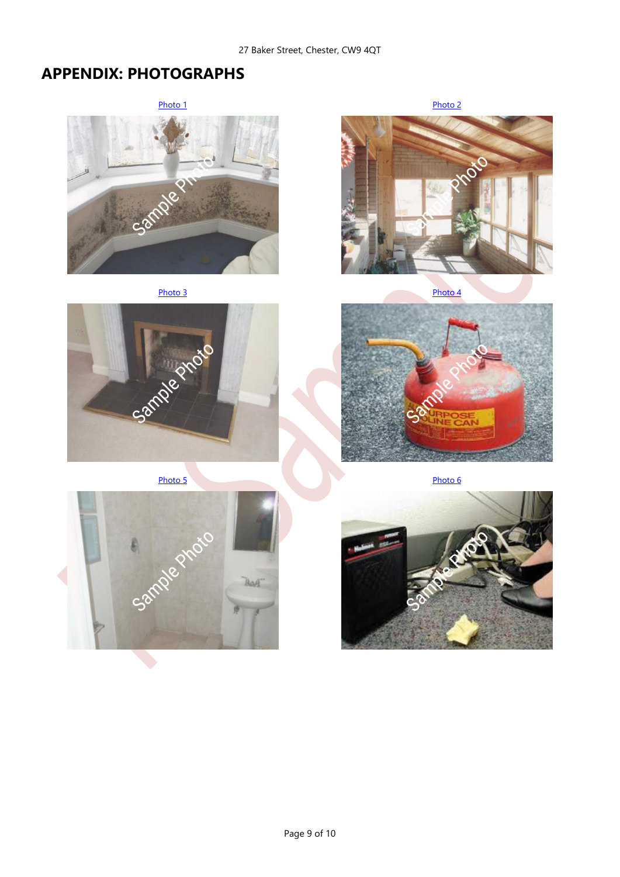## APPENDIX: PHOTOGRAPHS

Photo 1

Photo 2

Photo 3

Photo 4

Photo 5

Photo 6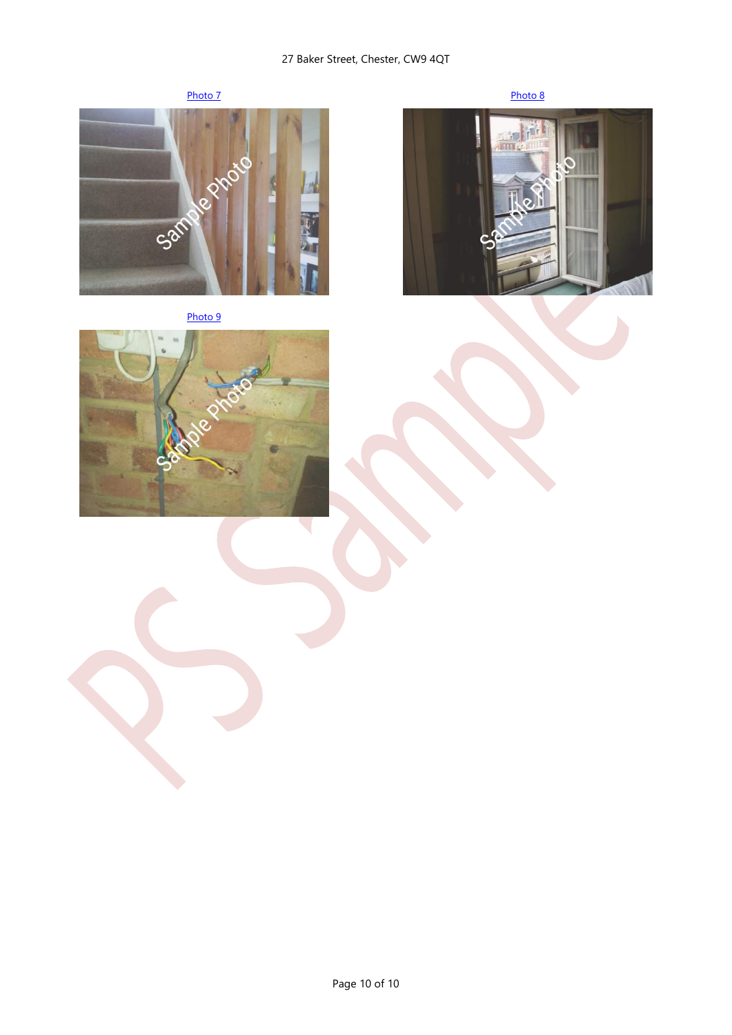Photo 7

Photo 8

Photo 9